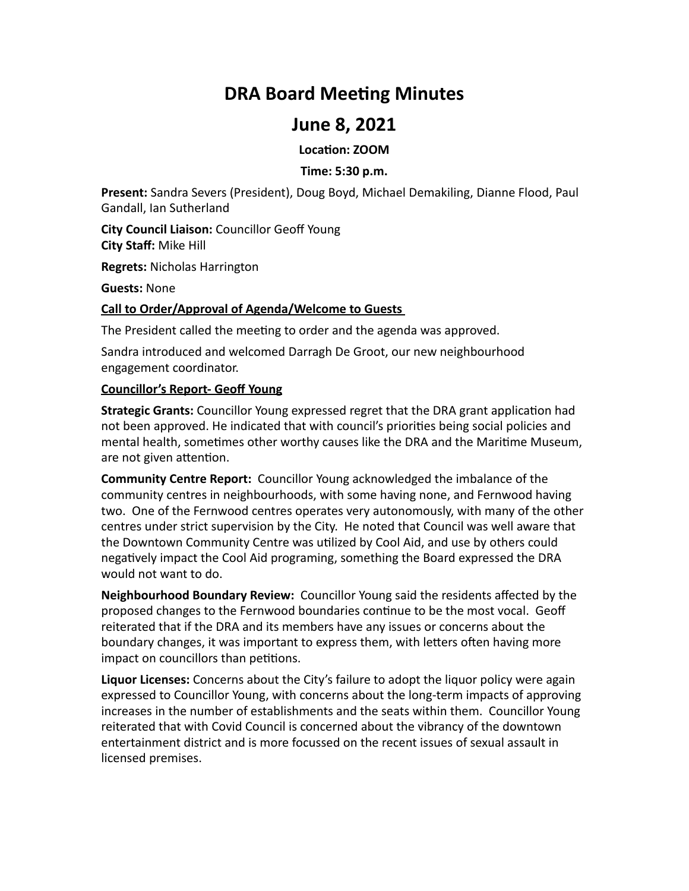# DRA Board Meeting Minutes

# June 8, 2021

**Location: ZOOM**

**Time: 5:30 p.m.**

**Present:** Sandra Severs (President), Doug Boyd, Michael Demakiling, Dianne Flood, Paul Gandall, Ian Sutherland

**City Council Liaison:** Councillor Geoff Young
**City Staff:** Mike Hill

**Regrets:** Nicholas Harrington

**Guests:** None

**Call to Order/Approval of Agenda/Welcome to Guests**

The President called the meeting to order and the agenda was approved.

Sandra introduced and welcomed Darragh De Groot, our new neighbourhood engagement coordinator.

**Councillor's Report- Geoff Young**

**Strategic Grants:** Councillor Young expressed regret that the DRA grant application had not been approved. He indicated that with council's priorities being social policies and mental health, sometimes other worthy causes like the DRA and the Maritime Museum, are not given attention.

**Community Centre Report:** Councillor Young acknowledged the imbalance of the community centres in neighbourhoods, with some having none, and Fernwood having two. One of the Fernwood centres operates very autonomously, with many of the other centres under strict supervision by the City. He noted that Council was well aware that the Downtown Community Centre was utilized by Cool Aid, and use by others could negatively impact the Cool Aid programing, something the Board expressed the DRA would not want to do.

**Neighbourhood Boundary Review:** Councillor Young said the residents affected by the proposed changes to the Fernwood boundaries continue to be the most vocal. Geoff reiterated that if the DRA and its members have any issues or concerns about the boundary changes, it was important to express them, with letters often having more impact on councillors than petitions.

**Liquor Licenses:** Concerns about the City's failure to adopt the liquor policy were again expressed to Councillor Young, with concerns about the long-term impacts of approving increases in the number of establishments and the seats within them. Councillor Young reiterated that with Covid Council is concerned about the vibrancy of the downtown entertainment district and is more focussed on the recent issues of sexual assault in licensed premises.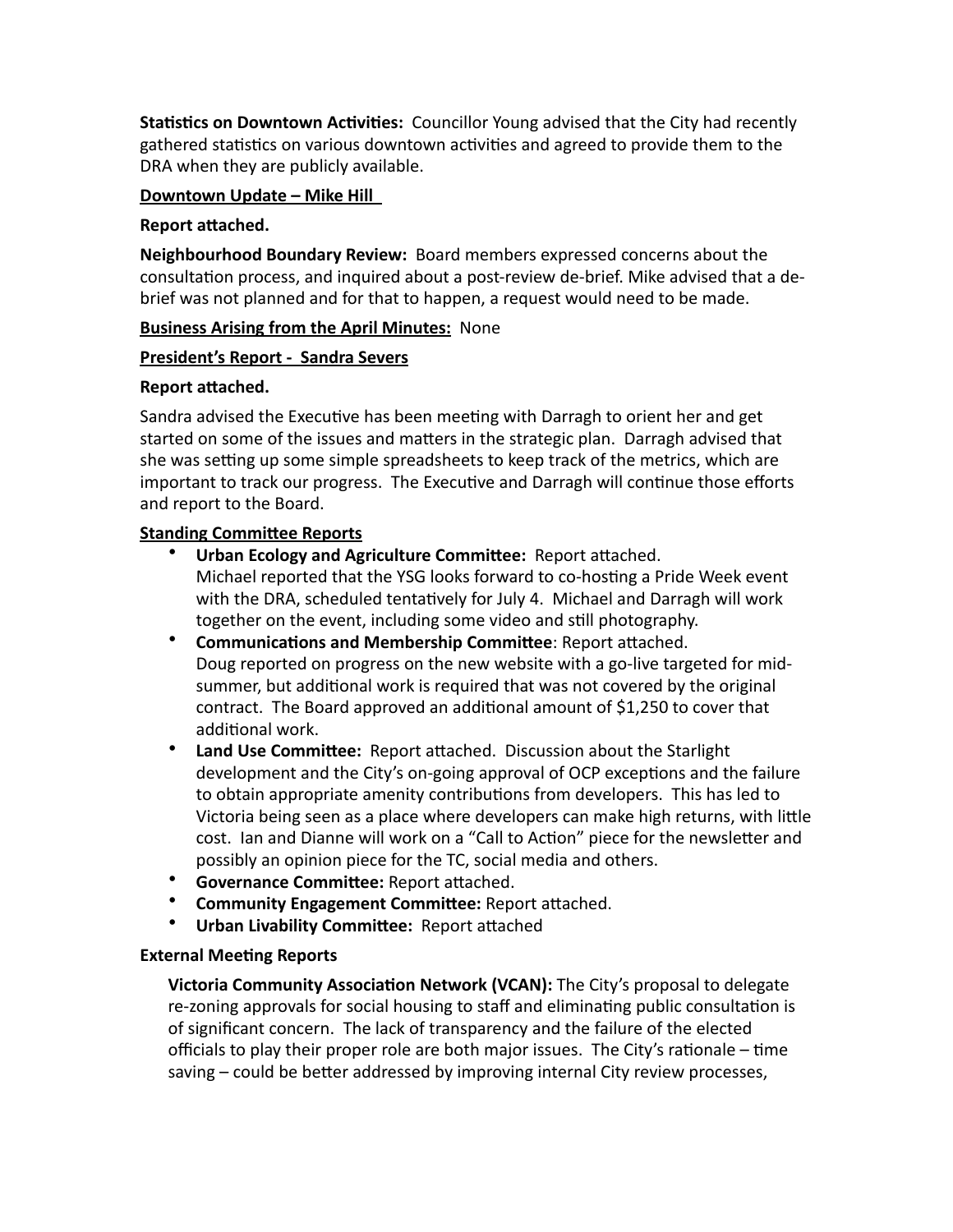**Statistics on Downtown Activities:** Councillor Young advised that the City had recently gathered statistics on various downtown activities and agreed to provide them to the DRA when they are publicly available.

**Downtown Update – Mike Hill**

**Report attached.**

**Neighbourhood Boundary Review:** Board members expressed concerns about the consultation process, and inquired about a post-review de-brief. Mike advised that a de-brief was not planned and for that to happen, a request would need to be made.

**Business Arising from the April Minutes:** None

**President's Report - Sandra Severs**

**Report attached.**

Sandra advised the Executive has been meeting with Darragh to orient her and get started on some of the issues and matters in the strategic plan. Darragh advised that she was setting up some simple spreadsheets to keep track of the metrics, which are important to track our progress. The Executive and Darragh will continue those efforts and report to the Board.

**Standing Committee Reports**

- **Urban Ecology and Agriculture Committee:** Report attached.
  Michael reported that the YSG looks forward to co-hosting a Pride Week event with the DRA, scheduled tentatively for July 4. Michael and Darragh will work together on the event, including some video and still photography.
- **Communications and Membership Committee**: Report attached.
  Doug reported on progress on the new website with a go-live targeted for mid-summer, but additional work is required that was not covered by the original contract. The Board approved an additional amount of $1,250 to cover that additional work.
- **Land Use Committee:** Report attached. Discussion about the Starlight development and the City's on-going approval of OCP exceptions and the failure to obtain appropriate amenity contributions from developers. This has led to Victoria being seen as a place where developers can make high returns, with little cost. Ian and Dianne will work on a "Call to Action" piece for the newsletter and possibly an opinion piece for the TC, social media and others.
- **Governance Committee:** Report attached.
- **Community Engagement Committee:** Report attached.
- **Urban Livability Committee:** Report attached

**External Meeting Reports**

**Victoria Community Association Network (VCAN):** The City's proposal to delegate re-zoning approvals for social housing to staff and eliminating public consultation is of significant concern. The lack of transparency and the failure of the elected officials to play their proper role are both major issues. The City's rationale – time saving – could be better addressed by improving internal City review processes,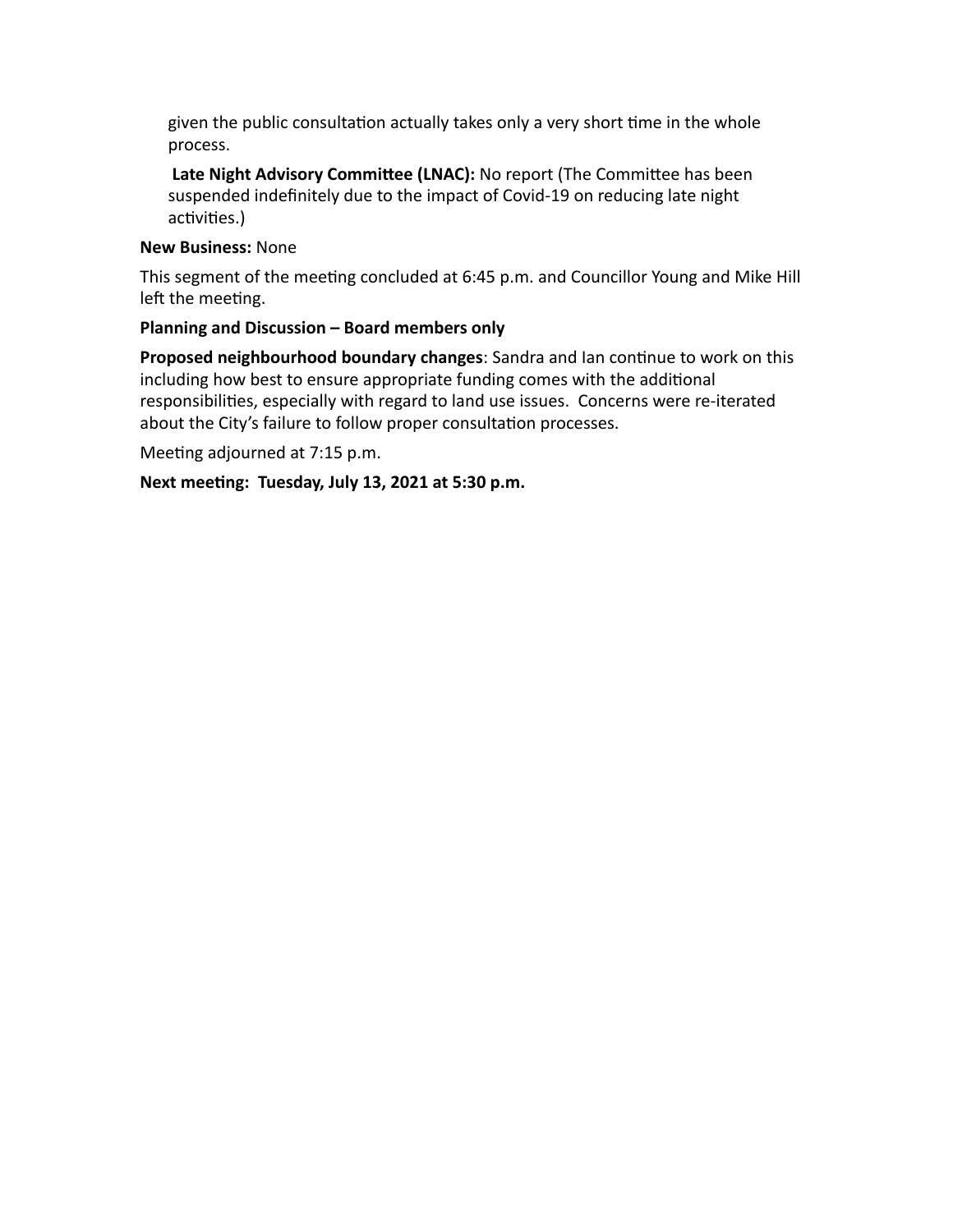given the public consultation actually takes only a very short time in the whole process.

**Late Night Advisory Committee (LNAC):** No report (The Committee has been suspended indefinitely due to the impact of Covid-19 on reducing late night activities.)

**New Business:** None

This segment of the meeting concluded at 6:45 p.m. and Councillor Young and Mike Hill left the meeting.

**Planning and Discussion – Board members only**

**Proposed neighbourhood boundary changes**: Sandra and Ian continue to work on this including how best to ensure appropriate funding comes with the additional responsibilities, especially with regard to land use issues. Concerns were re-iterated about the City's failure to follow proper consultation processes.

Meeting adjourned at 7:15 p.m.

**Next meeting: Tuesday, July 13, 2021 at 5:30 p.m.**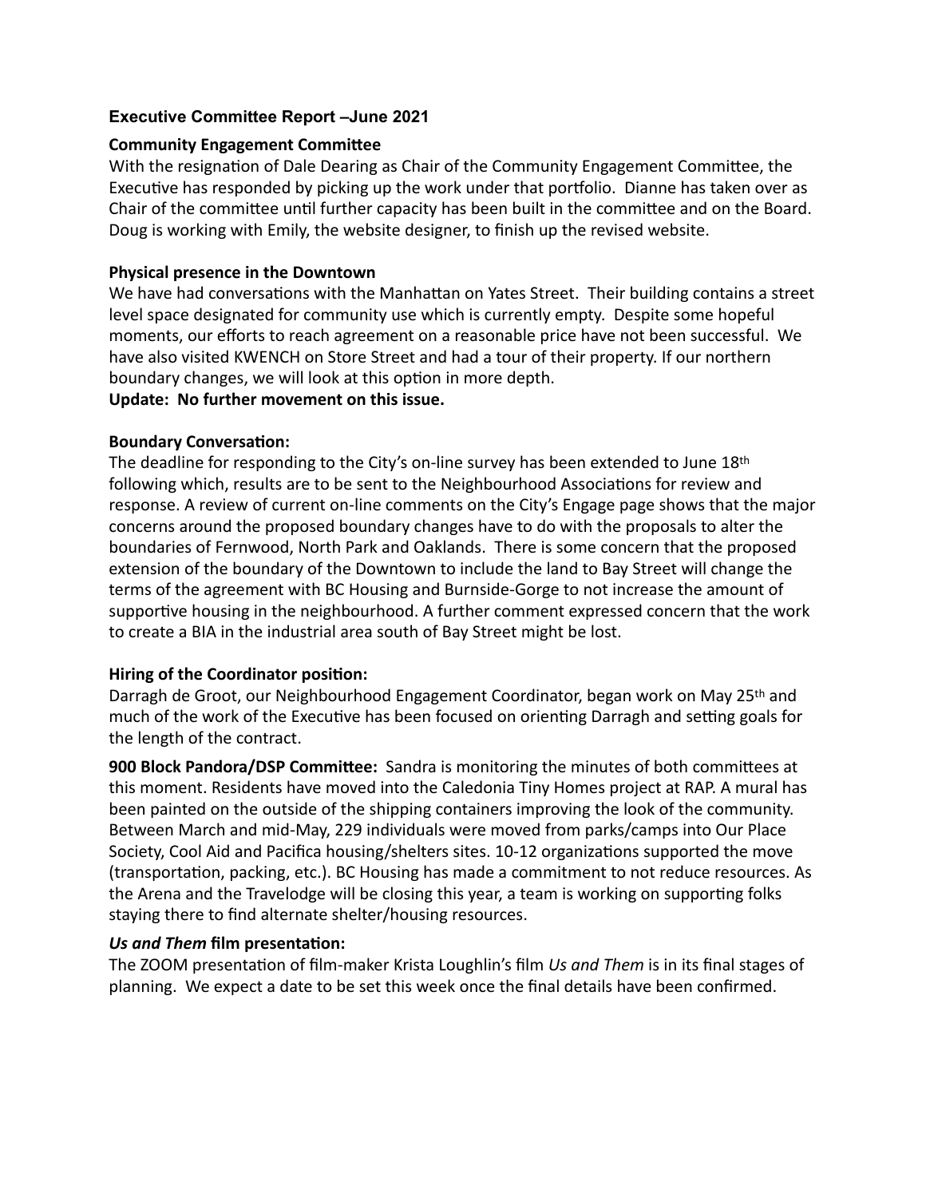### Executive Committee Report –June 2021

**Community Engagement Committee**

With the resignation of Dale Dearing as Chair of the Community Engagement Committee, the Executive has responded by picking up the work under that portfolio. Dianne has taken over as Chair of the committee until further capacity has been built in the committee and on the Board. Doug is working with Emily, the website designer, to finish up the revised website.

**Physical presence in the Downtown**

We have had conversations with the Manhattan on Yates Street. Their building contains a street level space designated for community use which is currently empty. Despite some hopeful moments, our efforts to reach agreement on a reasonable price have not been successful. We have also visited KWENCH on Store Street and had a tour of their property. If our northern boundary changes, we will look at this option in more depth.

**Update: No further movement on this issue.**

**Boundary Conversation:**

The deadline for responding to the City's on-line survey has been extended to June 18th following which, results are to be sent to the Neighbourhood Associations for review and response. A review of current on-line comments on the City's Engage page shows that the major concerns around the proposed boundary changes have to do with the proposals to alter the boundaries of Fernwood, North Park and Oaklands. There is some concern that the proposed extension of the boundary of the Downtown to include the land to Bay Street will change the terms of the agreement with BC Housing and Burnside-Gorge to not increase the amount of supportive housing in the neighbourhood. A further comment expressed concern that the work to create a BIA in the industrial area south of Bay Street might be lost.

**Hiring of the Coordinator position:**

Darragh de Groot, our Neighbourhood Engagement Coordinator, began work on May 25th and much of the work of the Executive has been focused on orienting Darragh and setting goals for the length of the contract.

**900 Block Pandora/DSP Committee:** Sandra is monitoring the minutes of both committees at this moment. Residents have moved into the Caledonia Tiny Homes project at RAP. A mural has been painted on the outside of the shipping containers improving the look of the community. Between March and mid-May, 229 individuals were moved from parks/camps into Our Place Society, Cool Aid and Pacifica housing/shelters sites. 10-12 organizations supported the move (transportation, packing, etc.). BC Housing has made a commitment to not reduce resources. As the Arena and the Travelodge will be closing this year, a team is working on supporting folks staying there to find alternate shelter/housing resources.

***Us and Them* film presentation:**

The ZOOM presentation of film-maker Krista Loughlin's film *Us and Them* is in its final stages of planning. We expect a date to be set this week once the final details have been confirmed.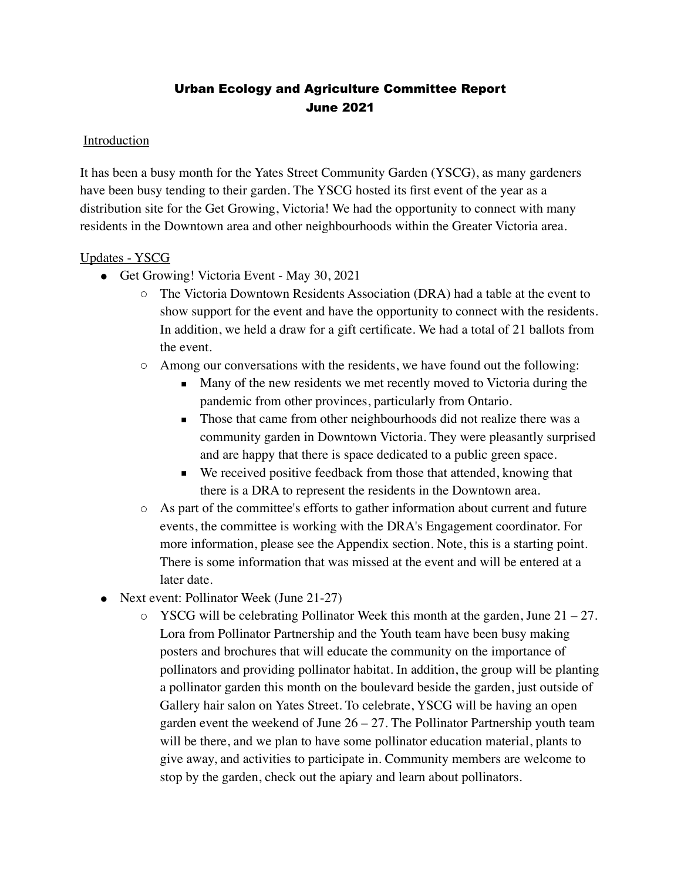# Urban Ecology and Agriculture Committee Report
# June 2021

Introduction

It has been a busy month for the Yates Street Community Garden (YSCG), as many gardeners have been busy tending to their garden. The YSCG hosted its first event of the year as a distribution site for the Get Growing, Victoria! We had the opportunity to connect with many residents in the Downtown area and other neighbourhoods within the Greater Victoria area.

Updates - YSCG

- Get Growing! Victoria Event - May 30, 2021
  - The Victoria Downtown Residents Association (DRA) had a table at the event to show support for the event and have the opportunity to connect with the residents. In addition, we held a draw for a gift certificate. We had a total of 21 ballots from the event.
  - Among our conversations with the residents, we have found out the following:
    - Many of the new residents we met recently moved to Victoria during the pandemic from other provinces, particularly from Ontario.
    - Those that came from other neighbourhoods did not realize there was a community garden in Downtown Victoria. They were pleasantly surprised and are happy that there is space dedicated to a public green space.
    - We received positive feedback from those that attended, knowing that there is a DRA to represent the residents in the Downtown area.
  - As part of the committee's efforts to gather information about current and future events, the committee is working with the DRA's Engagement coordinator. For more information, please see the Appendix section. Note, this is a starting point. There is some information that was missed at the event and will be entered at a later date.
- Next event: Pollinator Week (June 21-27)
  - YSCG will be celebrating Pollinator Week this month at the garden, June 21 – 27. Lora from Pollinator Partnership and the Youth team have been busy making posters and brochures that will educate the community on the importance of pollinators and providing pollinator habitat. In addition, the group will be planting a pollinator garden this month on the boulevard beside the garden, just outside of Gallery hair salon on Yates Street. To celebrate, YSCG will be having an open garden event the weekend of June 26 – 27. The Pollinator Partnership youth team will be there, and we plan to have some pollinator education material, plants to give away, and activities to participate in. Community members are welcome to stop by the garden, check out the apiary and learn about pollinators.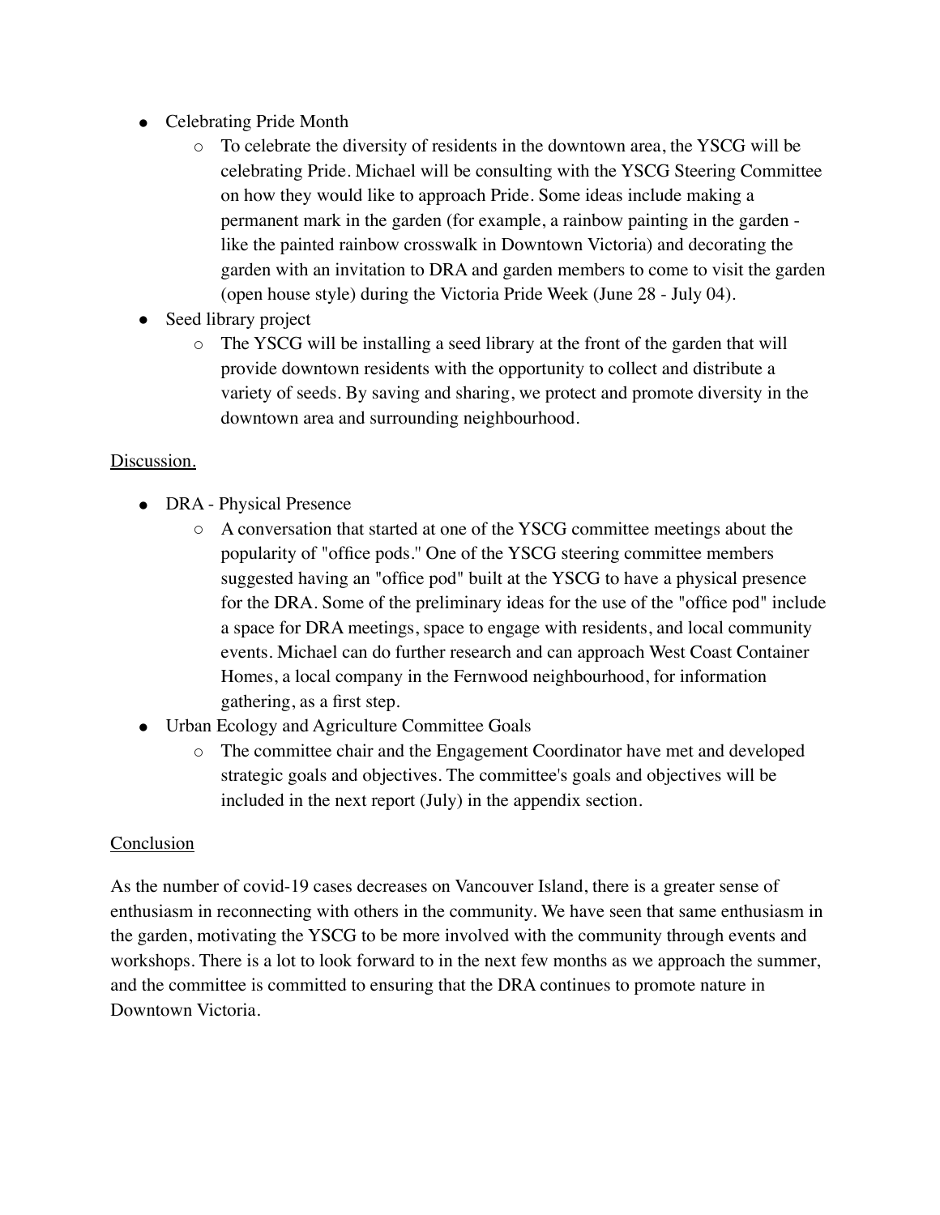- Celebrating Pride Month
  - To celebrate the diversity of residents in the downtown area, the YSCG will be celebrating Pride. Michael will be consulting with the YSCG Steering Committee on how they would like to approach Pride. Some ideas include making a permanent mark in the garden (for example, a rainbow painting in the garden - like the painted rainbow crosswalk in Downtown Victoria) and decorating the garden with an invitation to DRA and garden members to come to visit the garden (open house style) during the Victoria Pride Week (June 28 - July 04).
- Seed library project
  - The YSCG will be installing a seed library at the front of the garden that will provide downtown residents with the opportunity to collect and distribute a variety of seeds. By saving and sharing, we protect and promote diversity in the downtown area and surrounding neighbourhood.

<u>Discussion.</u>

- DRA - Physical Presence
  - A conversation that started at one of the YSCG committee meetings about the popularity of "office pods." One of the YSCG steering committee members suggested having an "office pod" built at the YSCG to have a physical presence for the DRA. Some of the preliminary ideas for the use of the "office pod" include a space for DRA meetings, space to engage with residents, and local community events. Michael can do further research and can approach West Coast Container Homes, a local company in the Fernwood neighbourhood, for information gathering, as a first step.
- Urban Ecology and Agriculture Committee Goals
  - The committee chair and the Engagement Coordinator have met and developed strategic goals and objectives. The committee's goals and objectives will be included in the next report (July) in the appendix section.

<u>Conclusion</u>

As the number of covid-19 cases decreases on Vancouver Island, there is a greater sense of enthusiasm in reconnecting with others in the community. We have seen that same enthusiasm in the garden, motivating the YSCG to be more involved with the community through events and workshops. There is a lot to look forward to in the next few months as we approach the summer, and the committee is committed to ensuring that the DRA continues to promote nature in Downtown Victoria.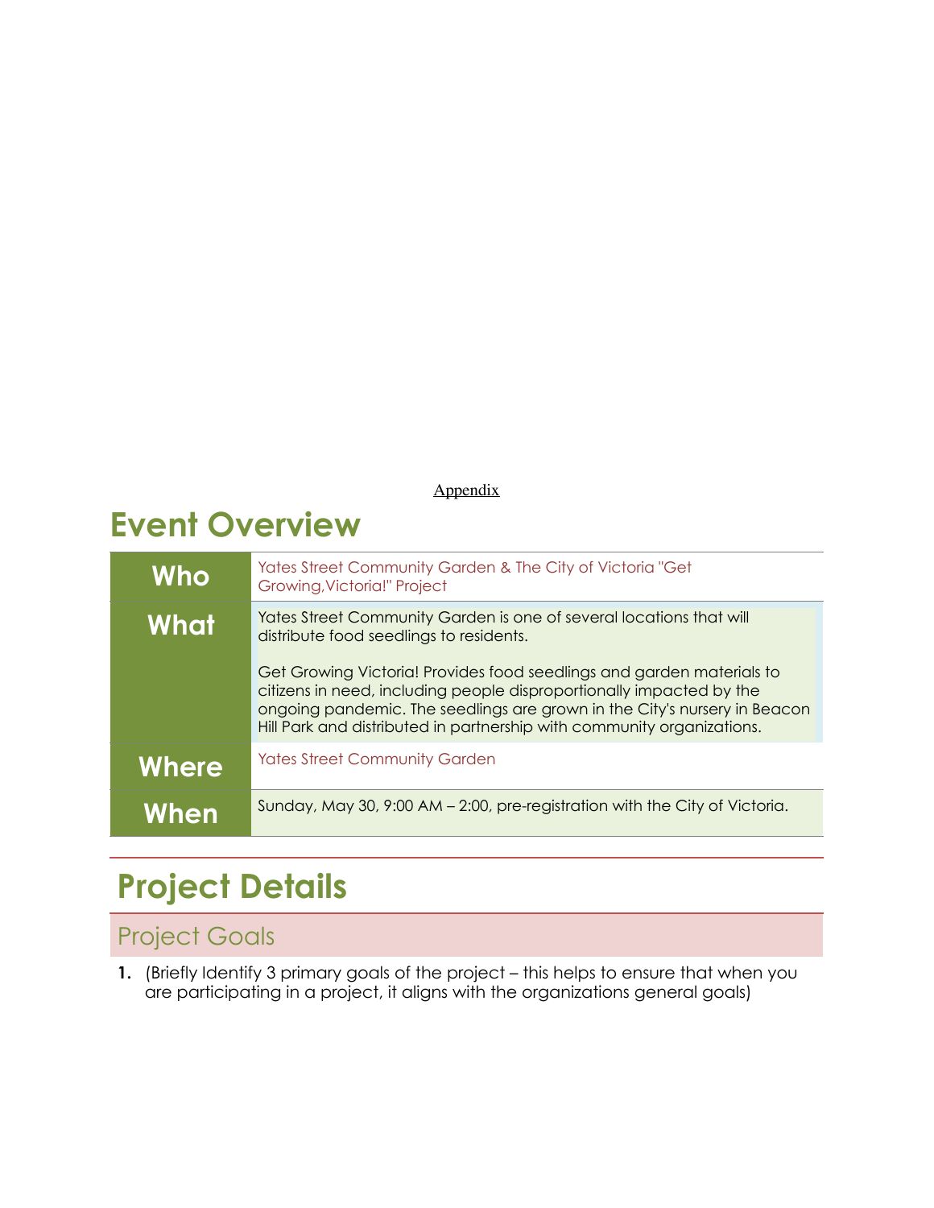Appendix

# Event Overview

| | |
|---|---|
| **Who** | Yates Street Community Garden & The City of Victoria "Get Growing,Victoria!" Project |
| **What** | Yates Street Community Garden is one of several locations that will distribute food seedlings to residents.<br><br>Get Growing Victoria! Provides food seedlings and garden materials to citizens in need, including people disproportionally impacted by the ongoing pandemic. The seedlings are grown in the City's nursery in Beacon Hill Park and distributed in partnership with community organizations. |
| **Where** | Yates Street Community Garden |
| **When** | Sunday, May 30, 9:00 AM – 2:00, pre-registration with the City of Victoria. |

# Project Details

## Project Goals

1. (Briefly Identify 3 primary goals of the project – this helps to ensure that when you are participating in a project, it aligns with the organizations general goals)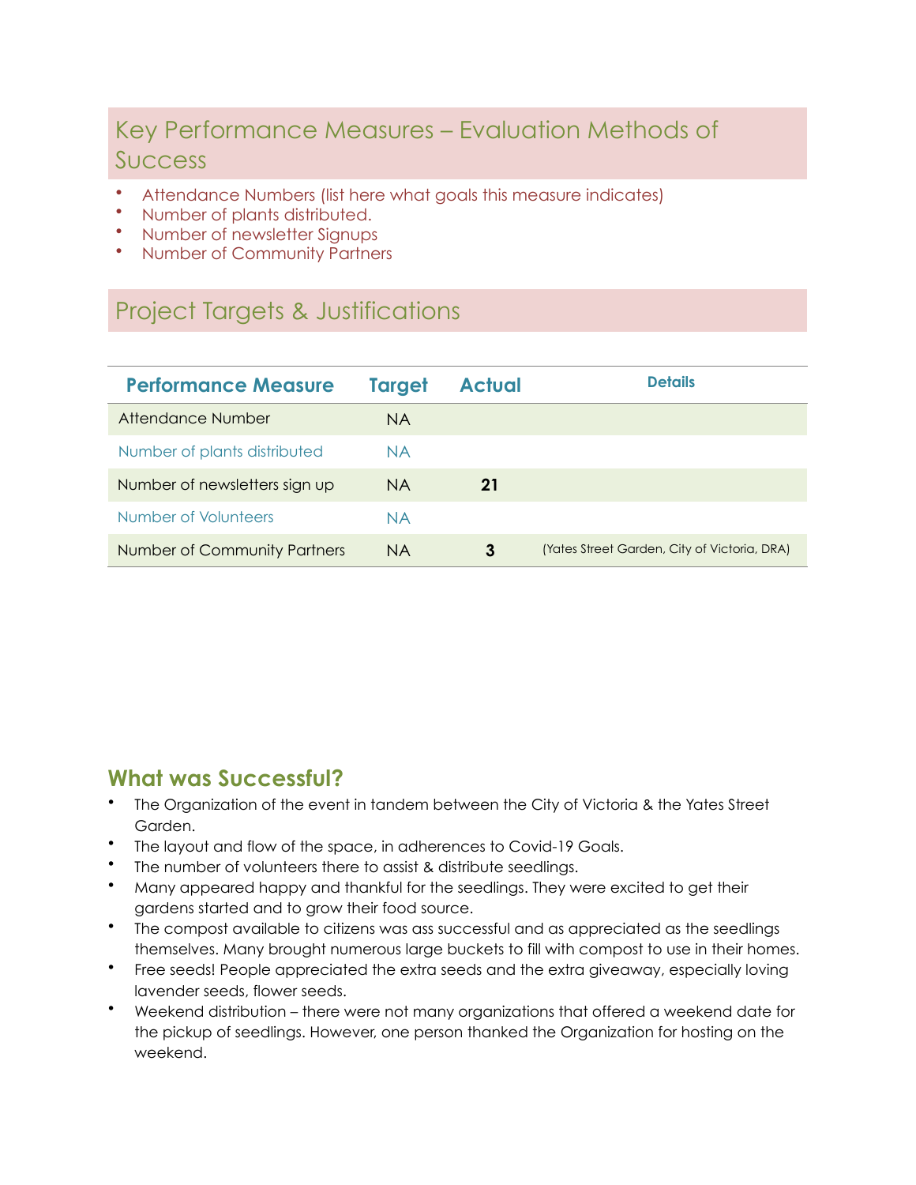## Key Performance Measures – Evaluation Methods of Success

- Attendance Numbers (list here what goals this measure indicates)
- Number of plants distributed.
- Number of newsletter Signups
- Number of Community Partners

## Project Targets & Justifications

| Performance Measure | Target | Actual | Details |
|---|---|---|---|
| Attendance Number | NA | | |
| Number of plants distributed | NA | | |
| Number of newsletters sign up | NA | **21** | |
| Number of Volunteers | NA | | |
| Number of Community Partners | NA | **3** | (Yates Street Garden, City of Victoria, DRA) |

### What was Successful?

- The Organization of the event in tandem between the City of Victoria & the Yates Street Garden.
- The layout and flow of the space, in adherences to Covid-19 Goals.
- The number of volunteers there to assist & distribute seedlings.
- Many appeared happy and thankful for the seedlings. They were excited to get their gardens started and to grow their food source.
- The compost available to citizens was ass successful and as appreciated as the seedlings themselves. Many brought numerous large buckets to fill with compost to use in their homes.
- Free seeds! People appreciated the extra seeds and the extra giveaway, especially loving lavender seeds, flower seeds.
- Weekend distribution – there were not many organizations that offered a weekend date for the pickup of seedlings. However, one person thanked the Organization for hosting on the weekend.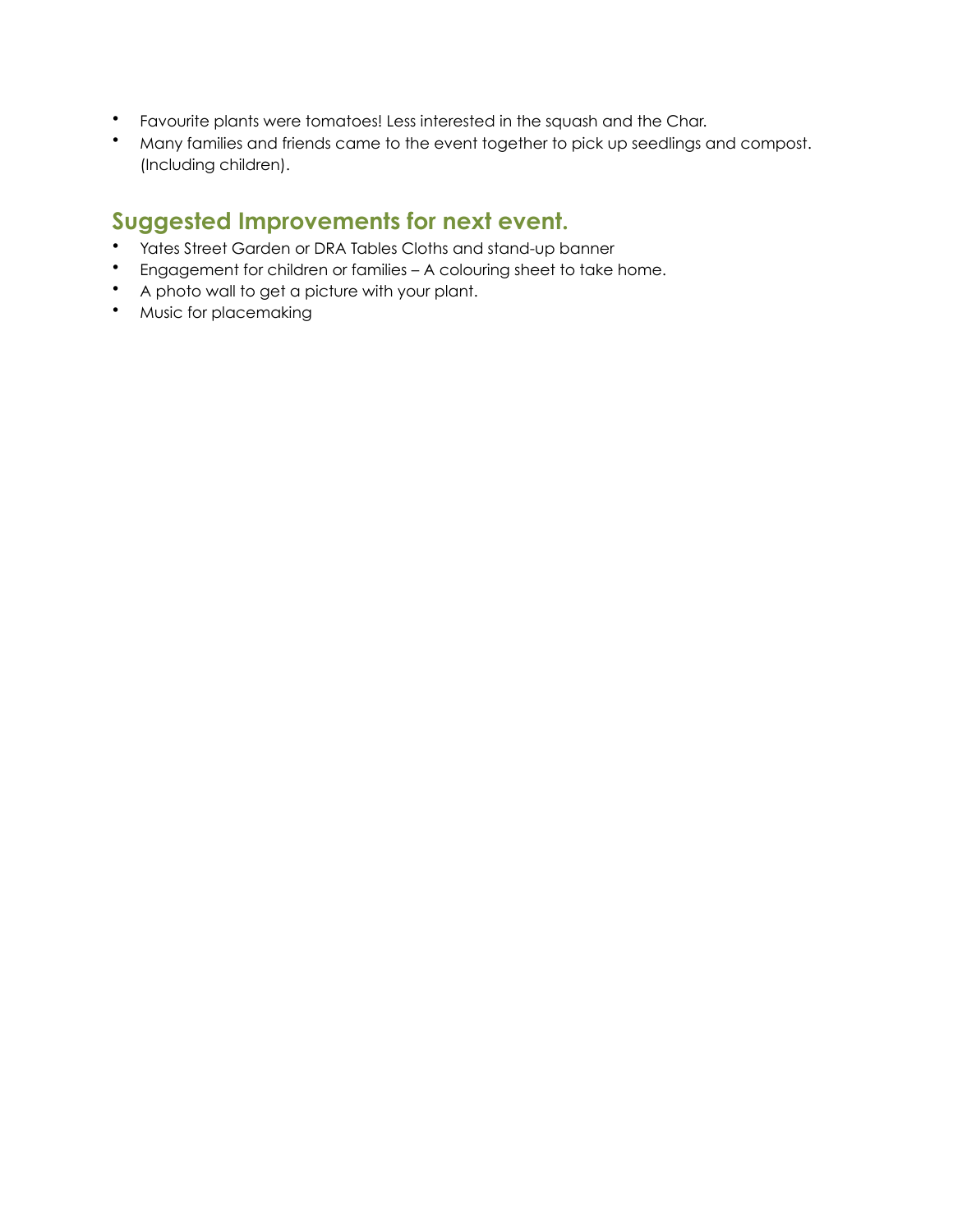- Favourite plants were tomatoes! Less interested in the squash and the Char.
- Many families and friends came to the event together to pick up seedlings and compost. (Including children).

## Suggested Improvements for next event.

- Yates Street Garden or DRA Tables Cloths and stand-up banner
- Engagement for children or families – A colouring sheet to take home.
- A photo wall to get a picture with your plant.
- Music for placemaking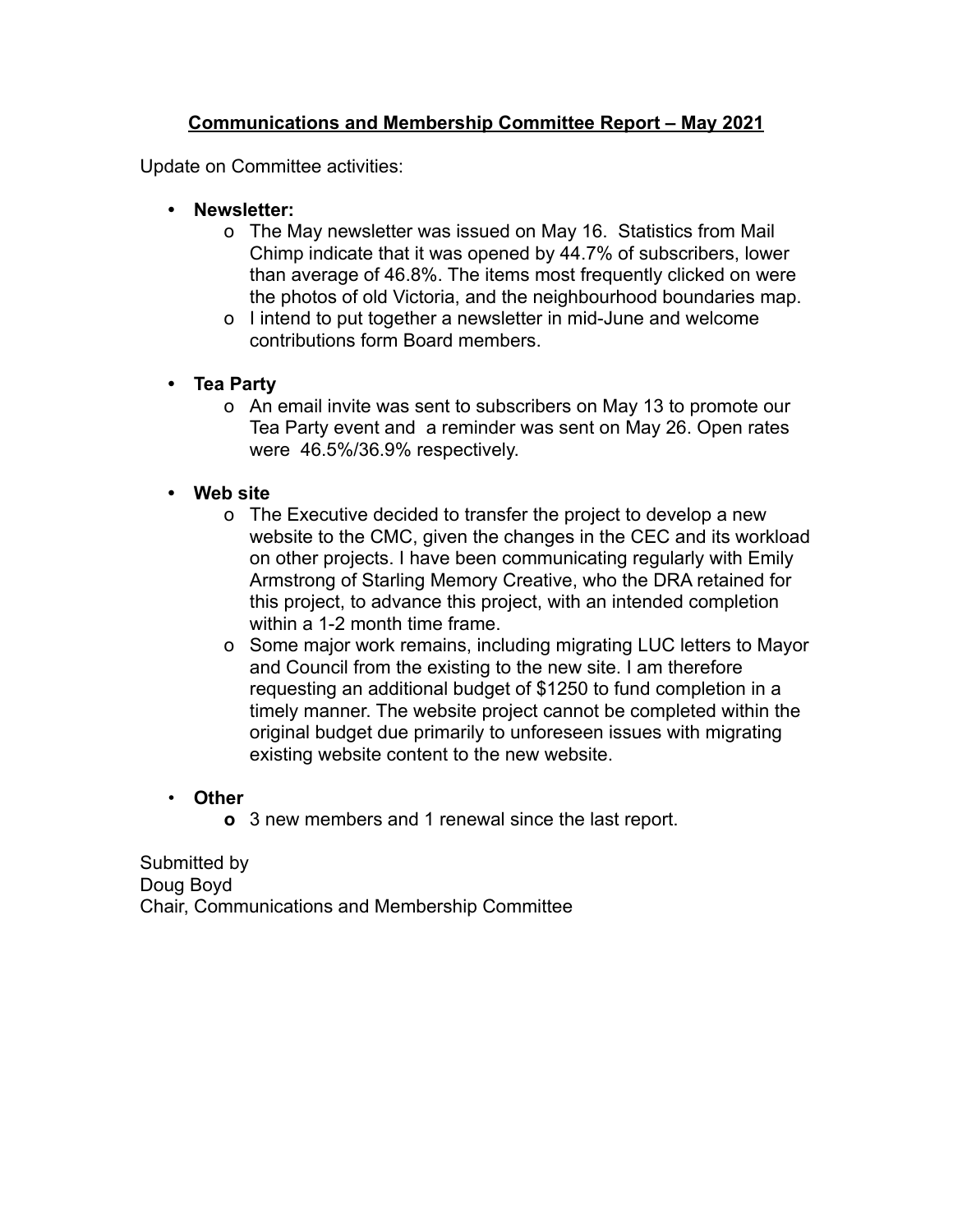## Communications and Membership Committee Report – May 2021

Update on Committee activities:

- **Newsletter:**
  - The May newsletter was issued on May 16. Statistics from Mail Chimp indicate that it was opened by 44.7% of subscribers, lower than average of 46.8%. The items most frequently clicked on were the photos of old Victoria, and the neighbourhood boundaries map.
  - I intend to put together a newsletter in mid-June and welcome contributions form Board members.

- **Tea Party**
  - An email invite was sent to subscribers on May 13 to promote our Tea Party event and a reminder was sent on May 26. Open rates were 46.5%/36.9% respectively.

- **Web site**
  - The Executive decided to transfer the project to develop a new website to the CMC, given the changes in the CEC and its workload on other projects. I have been communicating regularly with Emily Armstrong of Starling Memory Creative, who the DRA retained for this project, to advance this project, with an intended completion within a 1-2 month time frame.
  - Some major work remains, including migrating LUC letters to Mayor and Council from the existing to the new site. I am therefore requesting an additional budget of $1250 to fund completion in a timely manner. The website project cannot be completed within the original budget due primarily to unforeseen issues with migrating existing website content to the new website.

- **Other**
  - 3 new members and 1 renewal since the last report.

Submitted by
Doug Boyd
Chair, Communications and Membership Committee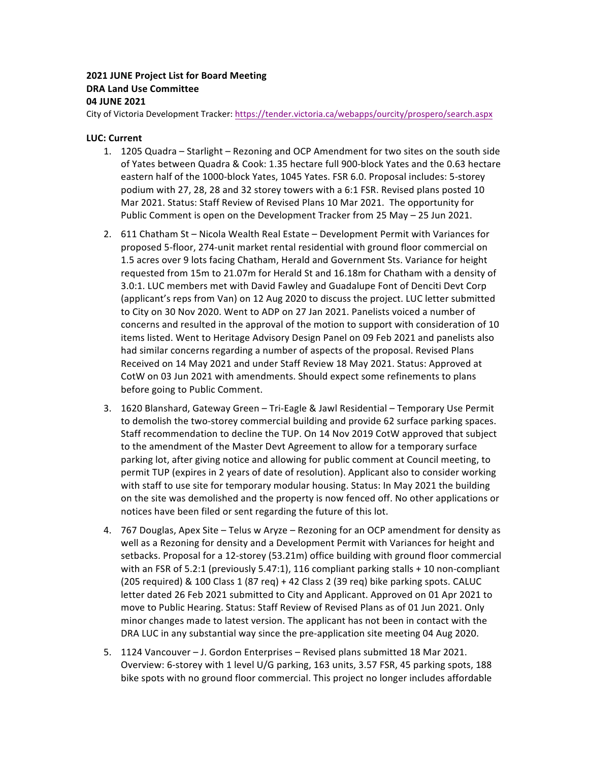**2021 JUNE Project List for Board Meeting**
**DRA Land Use Committee**
**04 JUNE 2021**

City of Victoria Development Tracker: https://tender.victoria.ca/webapps/ourcity/prospero/search.aspx

**LUC: Current**

1. 1205 Quadra – Starlight – Rezoning and OCP Amendment for two sites on the south side of Yates between Quadra & Cook: 1.35 hectare full 900-block Yates and the 0.63 hectare eastern half of the 1000-block Yates, 1045 Yates. FSR 6.0. Proposal includes: 5-storey podium with 27, 28, 28 and 32 storey towers with a 6:1 FSR. Revised plans posted 10 Mar 2021. Status: Staff Review of Revised Plans 10 Mar 2021. The opportunity for Public Comment is open on the Development Tracker from 25 May – 25 Jun 2021.

2. 611 Chatham St – Nicola Wealth Real Estate – Development Permit with Variances for proposed 5-floor, 274-unit market rental residential with ground floor commercial on 1.5 acres over 9 lots facing Chatham, Herald and Government Sts. Variance for height requested from 15m to 21.07m for Herald St and 16.18m for Chatham with a density of 3.0:1. LUC members met with David Fawley and Guadalupe Font of Denciti Devt Corp (applicant's reps from Van) on 12 Aug 2020 to discuss the project. LUC letter submitted to City on 30 Nov 2020. Went to ADP on 27 Jan 2021. Panelists voiced a number of concerns and resulted in the approval of the motion to support with consideration of 10 items listed. Went to Heritage Advisory Design Panel on 09 Feb 2021 and panelists also had similar concerns regarding a number of aspects of the proposal. Revised Plans Received on 14 May 2021 and under Staff Review 18 May 2021. Status: Approved at CotW on 03 Jun 2021 with amendments. Should expect some refinements to plans before going to Public Comment.

3. 1620 Blanshard, Gateway Green – Tri-Eagle & Jawl Residential – Temporary Use Permit to demolish the two-storey commercial building and provide 62 surface parking spaces. Staff recommendation to decline the TUP. On 14 Nov 2019 CotW approved that subject to the amendment of the Master Devt Agreement to allow for a temporary surface parking lot, after giving notice and allowing for public comment at Council meeting, to permit TUP (expires in 2 years of date of resolution). Applicant also to consider working with staff to use site for temporary modular housing. Status: In May 2021 the building on the site was demolished and the property is now fenced off. No other applications or notices have been filed or sent regarding the future of this lot.

4. 767 Douglas, Apex Site – Telus w Aryze – Rezoning for an OCP amendment for density as well as a Rezoning for density and a Development Permit with Variances for height and setbacks. Proposal for a 12-storey (53.21m) office building with ground floor commercial with an FSR of 5.2:1 (previously 5.47:1), 116 compliant parking stalls + 10 non-compliant (205 required) & 100 Class 1 (87 req) + 42 Class 2 (39 req) bike parking spots. CALUC letter dated 26 Feb 2021 submitted to City and Applicant. Approved on 01 Apr 2021 to move to Public Hearing. Status: Staff Review of Revised Plans as of 01 Jun 2021. Only minor changes made to latest version. The applicant has not been in contact with the DRA LUC in any substantial way since the pre-application site meeting 04 Aug 2020.

5. 1124 Vancouver – J. Gordon Enterprises – Revised plans submitted 18 Mar 2021. Overview: 6-storey with 1 level U/G parking, 163 units, 3.57 FSR, 45 parking spots, 188 bike spots with no ground floor commercial. This project no longer includes affordable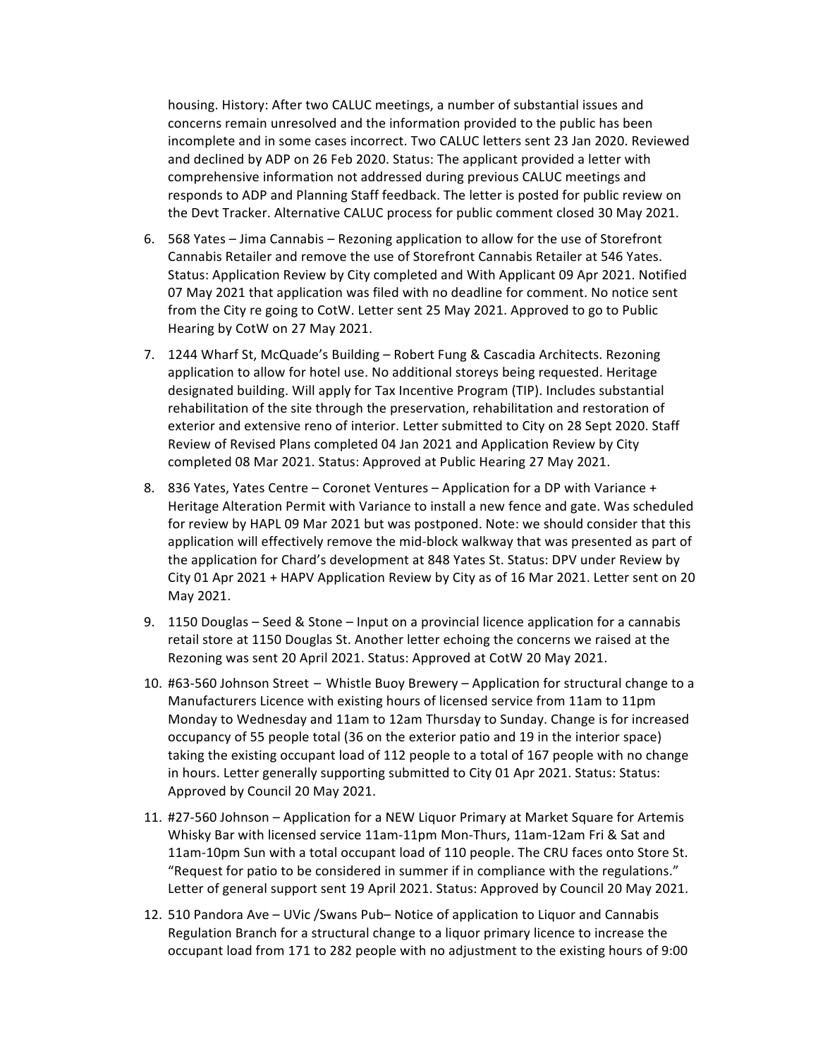housing. History: After two CALUC meetings, a number of substantial issues and concerns remain unresolved and the information provided to the public has been incomplete and in some cases incorrect. Two CALUC letters sent 23 Jan 2020. Reviewed and declined by ADP on 26 Feb 2020. Status: The applicant provided a letter with comprehensive information not addressed during previous CALUC meetings and responds to ADP and Planning Staff feedback. The letter is posted for public review on the Devt Tracker. Alternative CALUC process for public comment closed 30 May 2021.

6. 568 Yates – Jima Cannabis – Rezoning application to allow for the use of Storefront Cannabis Retailer and remove the use of Storefront Cannabis Retailer at 546 Yates. Status: Application Review by City completed and With Applicant 09 Apr 2021. Notified 07 May 2021 that application was filed with no deadline for comment. No notice sent from the City re going to CotW. Letter sent 25 May 2021. Approved to go to Public Hearing by CotW on 27 May 2021.
7. 1244 Wharf St, McQuade's Building – Robert Fung & Cascadia Architects. Rezoning application to allow for hotel use. No additional storeys being requested. Heritage designated building. Will apply for Tax Incentive Program (TIP). Includes substantial rehabilitation of the site through the preservation, rehabilitation and restoration of exterior and extensive reno of interior. Letter submitted to City on 28 Sept 2020. Staff Review of Revised Plans completed 04 Jan 2021 and Application Review by City completed 08 Mar 2021. Status: Approved at Public Hearing 27 May 2021.
8. 836 Yates, Yates Centre – Coronet Ventures – Application for a DP with Variance + Heritage Alteration Permit with Variance to install a new fence and gate. Was scheduled for review by HAPL 09 Mar 2021 but was postponed. Note: we should consider that this application will effectively remove the mid-block walkway that was presented as part of the application for Chard's development at 848 Yates St. Status: DPV under Review by City 01 Apr 2021 + HAPV Application Review by City as of 16 Mar 2021. Letter sent on 20 May 2021.
9. 1150 Douglas – Seed & Stone – Input on a provincial licence application for a cannabis retail store at 1150 Douglas St. Another letter echoing the concerns we raised at the Rezoning was sent 20 April 2021. Status: Approved at CotW 20 May 2021.
10. #63-560 Johnson Street – Whistle Buoy Brewery – Application for structural change to a Manufacturers Licence with existing hours of licensed service from 11am to 11pm Monday to Wednesday and 11am to 12am Thursday to Sunday. Change is for increased occupancy of 55 people total (36 on the exterior patio and 19 in the interior space) taking the existing occupant load of 112 people to a total of 167 people with no change in hours. Letter generally supporting submitted to City 01 Apr 2021. Status: Status: Approved by Council 20 May 2021.
11. #27-560 Johnson – Application for a NEW Liquor Primary at Market Square for Artemis Whisky Bar with licensed service 11am-11pm Mon-Thurs, 11am-12am Fri & Sat and 11am-10pm Sun with a total occupant load of 110 people. The CRU faces onto Store St. "Request for patio to be considered in summer if in compliance with the regulations." Letter of general support sent 19 April 2021. Status: Approved by Council 20 May 2021.
12. 510 Pandora Ave – UVic /Swans Pub– Notice of application to Liquor and Cannabis Regulation Branch for a structural change to a liquor primary licence to increase the occupant load from 171 to 282 people with no adjustment to the existing hours of 9:00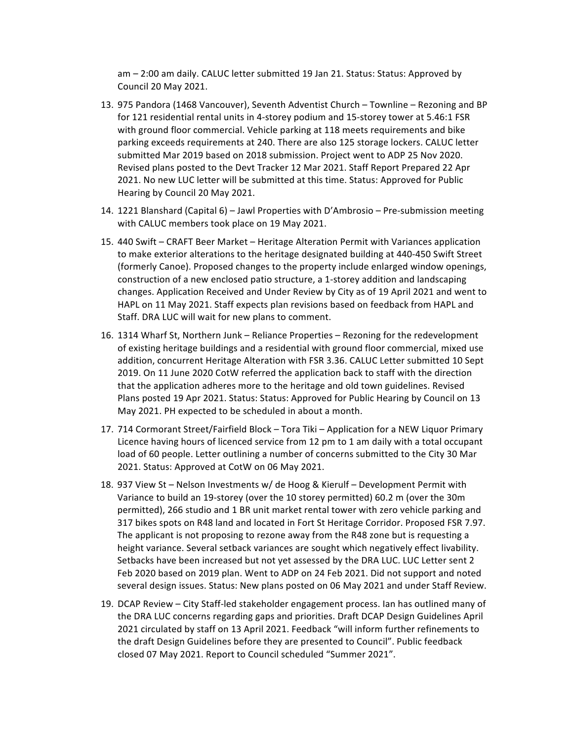am – 2:00 am daily. CALUC letter submitted 19 Jan 21. Status: Status: Approved by Council 20 May 2021.

13. 975 Pandora (1468 Vancouver), Seventh Adventist Church – Townline – Rezoning and BP for 121 residential rental units in 4-storey podium and 15-storey tower at 5.46:1 FSR with ground floor commercial. Vehicle parking at 118 meets requirements and bike parking exceeds requirements at 240. There are also 125 storage lockers. CALUC letter submitted Mar 2019 based on 2018 submission. Project went to ADP 25 Nov 2020. Revised plans posted to the Devt Tracker 12 Mar 2021. Staff Report Prepared 22 Apr 2021. No new LUC letter will be submitted at this time. Status: Approved for Public Hearing by Council 20 May 2021.
14. 1221 Blanshard (Capital 6) – Jawl Properties with D'Ambrosio – Pre-submission meeting with CALUC members took place on 19 May 2021.
15. 440 Swift – CRAFT Beer Market – Heritage Alteration Permit with Variances application to make exterior alterations to the heritage designated building at 440-450 Swift Street (formerly Canoe). Proposed changes to the property include enlarged window openings, construction of a new enclosed patio structure, a 1-storey addition and landscaping changes. Application Received and Under Review by City as of 19 April 2021 and went to HAPL on 11 May 2021. Staff expects plan revisions based on feedback from HAPL and Staff. DRA LUC will wait for new plans to comment.
16. 1314 Wharf St, Northern Junk – Reliance Properties – Rezoning for the redevelopment of existing heritage buildings and a residential with ground floor commercial, mixed use addition, concurrent Heritage Alteration with FSR 3.36. CALUC Letter submitted 10 Sept 2019. On 11 June 2020 CotW referred the application back to staff with the direction that the application adheres more to the heritage and old town guidelines. Revised Plans posted 19 Apr 2021. Status: Status: Approved for Public Hearing by Council on 13 May 2021. PH expected to be scheduled in about a month.
17. 714 Cormorant Street/Fairfield Block – Tora Tiki – Application for a NEW Liquor Primary Licence having hours of licenced service from 12 pm to 1 am daily with a total occupant load of 60 people. Letter outlining a number of concerns submitted to the City 30 Mar 2021. Status: Approved at CotW on 06 May 2021.
18. 937 View St – Nelson Investments w/ de Hoog & Kierulf – Development Permit with Variance to build an 19-storey (over the 10 storey permitted) 60.2 m (over the 30m permitted), 266 studio and 1 BR unit market rental tower with zero vehicle parking and 317 bikes spots on R48 land and located in Fort St Heritage Corridor. Proposed FSR 7.97. The applicant is not proposing to rezone away from the R48 zone but is requesting a height variance. Several setback variances are sought which negatively effect livability. Setbacks have been increased but not yet assessed by the DRA LUC. LUC Letter sent 2 Feb 2020 based on 2019 plan. Went to ADP on 24 Feb 2021. Did not support and noted several design issues. Status: New plans posted on 06 May 2021 and under Staff Review.
19. DCAP Review – City Staff-led stakeholder engagement process. Ian has outlined many of the DRA LUC concerns regarding gaps and priorities. Draft DCAP Design Guidelines April 2021 circulated by staff on 13 April 2021. Feedback "will inform further refinements to the draft Design Guidelines before they are presented to Council". Public feedback closed 07 May 2021. Report to Council scheduled "Summer 2021".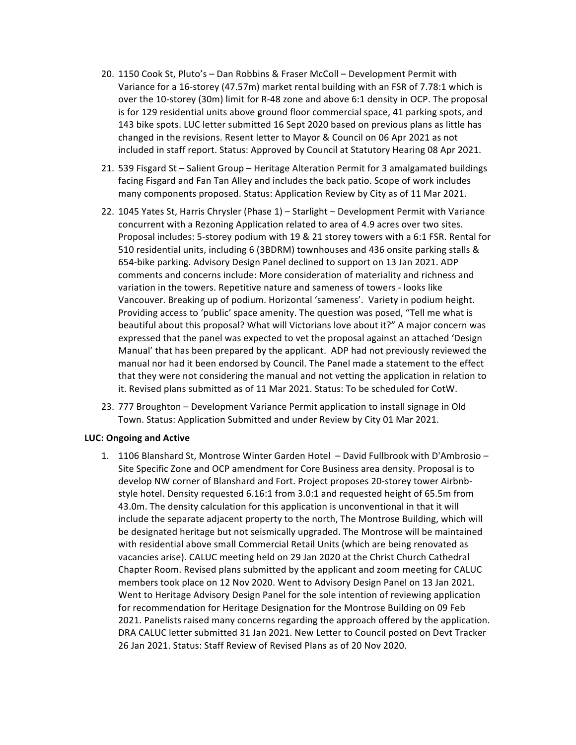20. 1150 Cook St, Pluto's – Dan Robbins & Fraser McColl – Development Permit with Variance for a 16-storey (47.57m) market rental building with an FSR of 7.78:1 which is over the 10-storey (30m) limit for R-48 zone and above 6:1 density in OCP. The proposal is for 129 residential units above ground floor commercial space, 41 parking spots, and 143 bike spots. LUC letter submitted 16 Sept 2020 based on previous plans as little has changed in the revisions. Resent letter to Mayor & Council on 06 Apr 2021 as not included in staff report. Status: Approved by Council at Statutory Hearing 08 Apr 2021.

21. 539 Fisgard St – Salient Group – Heritage Alteration Permit for 3 amalgamated buildings facing Fisgard and Fan Tan Alley and includes the back patio. Scope of work includes many components proposed. Status: Application Review by City as of 11 Mar 2021.

22. 1045 Yates St, Harris Chrysler (Phase 1) – Starlight – Development Permit with Variance concurrent with a Rezoning Application related to area of 4.9 acres over two sites. Proposal includes: 5-storey podium with 19 & 21 storey towers with a 6:1 FSR. Rental for 510 residential units, including 6 (3BDRM) townhouses and 436 onsite parking stalls & 654-bike parking. Advisory Design Panel declined to support on 13 Jan 2021. ADP comments and concerns include: More consideration of materiality and richness and variation in the towers. Repetitive nature and sameness of towers - looks like Vancouver. Breaking up of podium. Horizontal 'sameness'. Variety in podium height. Providing access to 'public' space amenity. The question was posed, "Tell me what is beautiful about this proposal? What will Victorians love about it?" A major concern was expressed that the panel was expected to vet the proposal against an attached 'Design Manual' that has been prepared by the applicant. ADP had not previously reviewed the manual nor had it been endorsed by Council. The Panel made a statement to the effect that they were not considering the manual and not vetting the application in relation to it. Revised plans submitted as of 11 Mar 2021. Status: To be scheduled for CotW.

23. 777 Broughton – Development Variance Permit application to install signage in Old Town. Status: Application Submitted and under Review by City 01 Mar 2021.

**LUC: Ongoing and Active**

1. 1106 Blanshard St, Montrose Winter Garden Hotel – David Fullbrook with D'Ambrosio – Site Specific Zone and OCP amendment for Core Business area density. Proposal is to develop NW corner of Blanshard and Fort. Project proposes 20-storey tower Airbnb-style hotel. Density requested 6.16:1 from 3.0:1 and requested height of 65.5m from 43.0m. The density calculation for this application is unconventional in that it will include the separate adjacent property to the north, The Montrose Building, which will be designated heritage but not seismically upgraded. The Montrose will be maintained with residential above small Commercial Retail Units (which are being renovated as vacancies arise). CALUC meeting held on 29 Jan 2020 at the Christ Church Cathedral Chapter Room. Revised plans submitted by the applicant and zoom meeting for CALUC members took place on 12 Nov 2020. Went to Advisory Design Panel on 13 Jan 2021. Went to Heritage Advisory Design Panel for the sole intention of reviewing application for recommendation for Heritage Designation for the Montrose Building on 09 Feb 2021. Panelists raised many concerns regarding the approach offered by the application. DRA CALUC letter submitted 31 Jan 2021. New Letter to Council posted on Devt Tracker 26 Jan 2021. Status: Staff Review of Revised Plans as of 20 Nov 2020.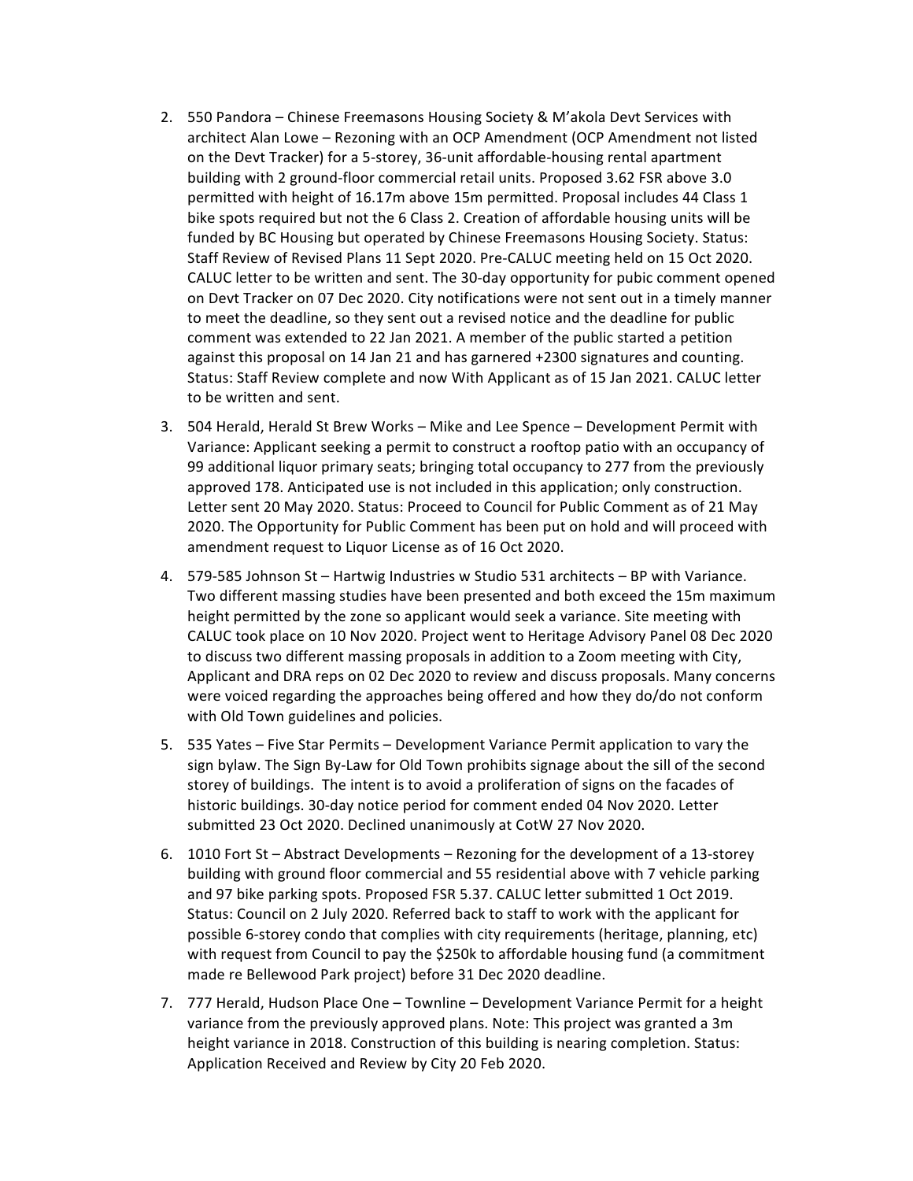2. 550 Pandora – Chinese Freemasons Housing Society & M'akola Devt Services with architect Alan Lowe – Rezoning with an OCP Amendment (OCP Amendment not listed on the Devt Tracker) for a 5-storey, 36-unit affordable-housing rental apartment building with 2 ground-floor commercial retail units. Proposed 3.62 FSR above 3.0 permitted with height of 16.17m above 15m permitted. Proposal includes 44 Class 1 bike spots required but not the 6 Class 2. Creation of affordable housing units will be funded by BC Housing but operated by Chinese Freemasons Housing Society. Status: Staff Review of Revised Plans 11 Sept 2020. Pre-CALUC meeting held on 15 Oct 2020. CALUC letter to be written and sent. The 30-day opportunity for pubic comment opened on Devt Tracker on 07 Dec 2020. City notifications were not sent out in a timely manner to meet the deadline, so they sent out a revised notice and the deadline for public comment was extended to 22 Jan 2021. A member of the public started a petition against this proposal on 14 Jan 21 and has garnered +2300 signatures and counting. Status: Staff Review complete and now With Applicant as of 15 Jan 2021. CALUC letter to be written and sent.

3. 504 Herald, Herald St Brew Works – Mike and Lee Spence – Development Permit with Variance: Applicant seeking a permit to construct a rooftop patio with an occupancy of 99 additional liquor primary seats; bringing total occupancy to 277 from the previously approved 178. Anticipated use is not included in this application; only construction. Letter sent 20 May 2020. Status: Proceed to Council for Public Comment as of 21 May 2020. The Opportunity for Public Comment has been put on hold and will proceed with amendment request to Liquor License as of 16 Oct 2020.

4. 579-585 Johnson St – Hartwig Industries w Studio 531 architects – BP with Variance. Two different massing studies have been presented and both exceed the 15m maximum height permitted by the zone so applicant would seek a variance. Site meeting with CALUC took place on 10 Nov 2020. Project went to Heritage Advisory Panel 08 Dec 2020 to discuss two different massing proposals in addition to a Zoom meeting with City, Applicant and DRA reps on 02 Dec 2020 to review and discuss proposals. Many concerns were voiced regarding the approaches being offered and how they do/do not conform with Old Town guidelines and policies.

5. 535 Yates – Five Star Permits – Development Variance Permit application to vary the sign bylaw. The Sign By-Law for Old Town prohibits signage about the sill of the second storey of buildings. The intent is to avoid a proliferation of signs on the facades of historic buildings. 30-day notice period for comment ended 04 Nov 2020. Letter submitted 23 Oct 2020. Declined unanimously at CotW 27 Nov 2020.

6. 1010 Fort St – Abstract Developments – Rezoning for the development of a 13-storey building with ground floor commercial and 55 residential above with 7 vehicle parking and 97 bike parking spots. Proposed FSR 5.37. CALUC letter submitted 1 Oct 2019. Status: Council on 2 July 2020. Referred back to staff to work with the applicant for possible 6-storey condo that complies with city requirements (heritage, planning, etc) with request from Council to pay the $250k to affordable housing fund (a commitment made re Bellewood Park project) before 31 Dec 2020 deadline.

7. 777 Herald, Hudson Place One – Townline – Development Variance Permit for a height variance from the previously approved plans. Note: This project was granted a 3m height variance in 2018. Construction of this building is nearing completion. Status: Application Received and Review by City 20 Feb 2020.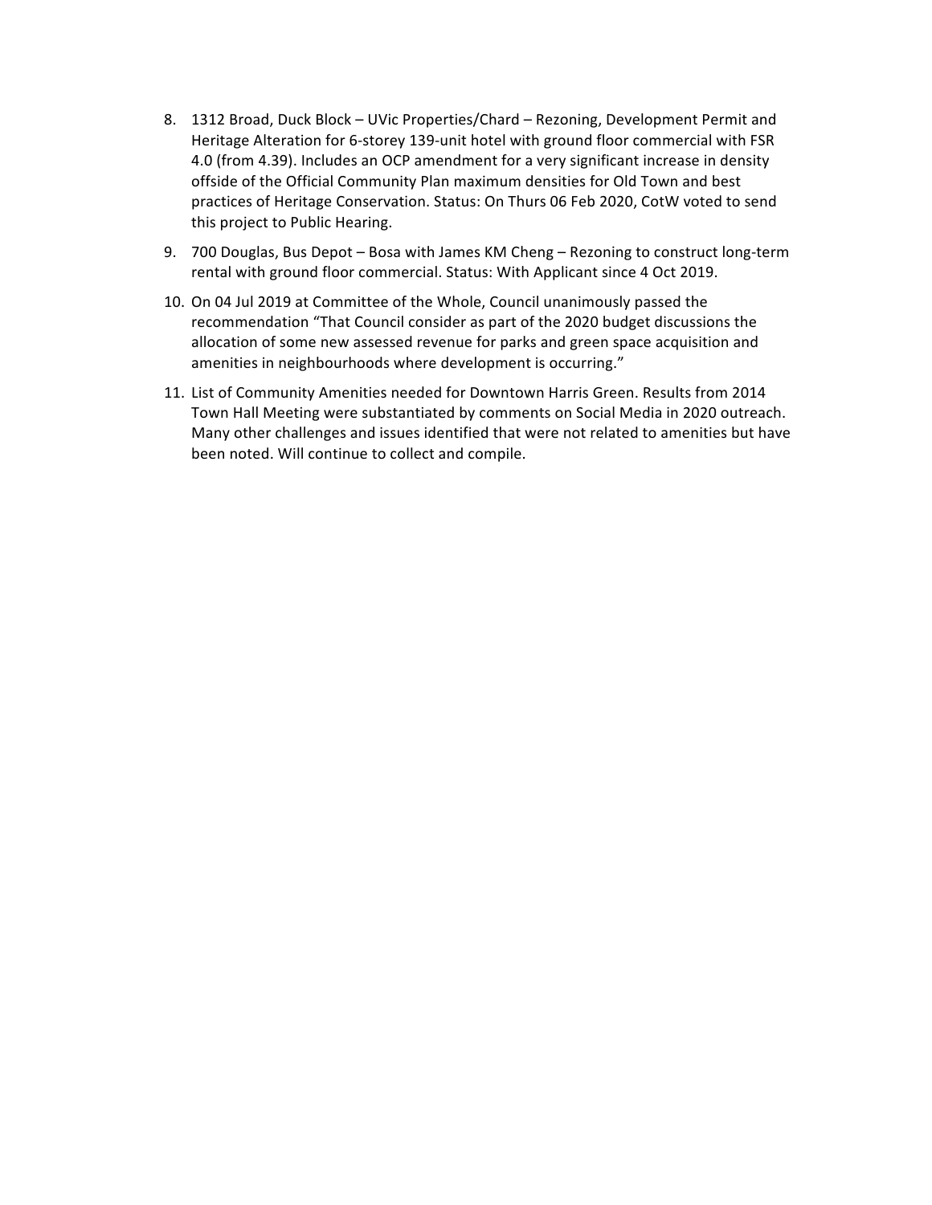8. 1312 Broad, Duck Block – UVic Properties/Chard – Rezoning, Development Permit and Heritage Alteration for 6-storey 139-unit hotel with ground floor commercial with FSR 4.0 (from 4.39). Includes an OCP amendment for a very significant increase in density offside of the Official Community Plan maximum densities for Old Town and best practices of Heritage Conservation. Status: On Thurs 06 Feb 2020, CotW voted to send this project to Public Hearing.

9. 700 Douglas, Bus Depot – Bosa with James KM Cheng – Rezoning to construct long-term rental with ground floor commercial. Status: With Applicant since 4 Oct 2019.

10. On 04 Jul 2019 at Committee of the Whole, Council unanimously passed the recommendation "That Council consider as part of the 2020 budget discussions the allocation of some new assessed revenue for parks and green space acquisition and amenities in neighbourhoods where development is occurring."

11. List of Community Amenities needed for Downtown Harris Green. Results from 2014 Town Hall Meeting were substantiated by comments on Social Media in 2020 outreach. Many other challenges and issues identified that were not related to amenities but have been noted. Will continue to collect and compile.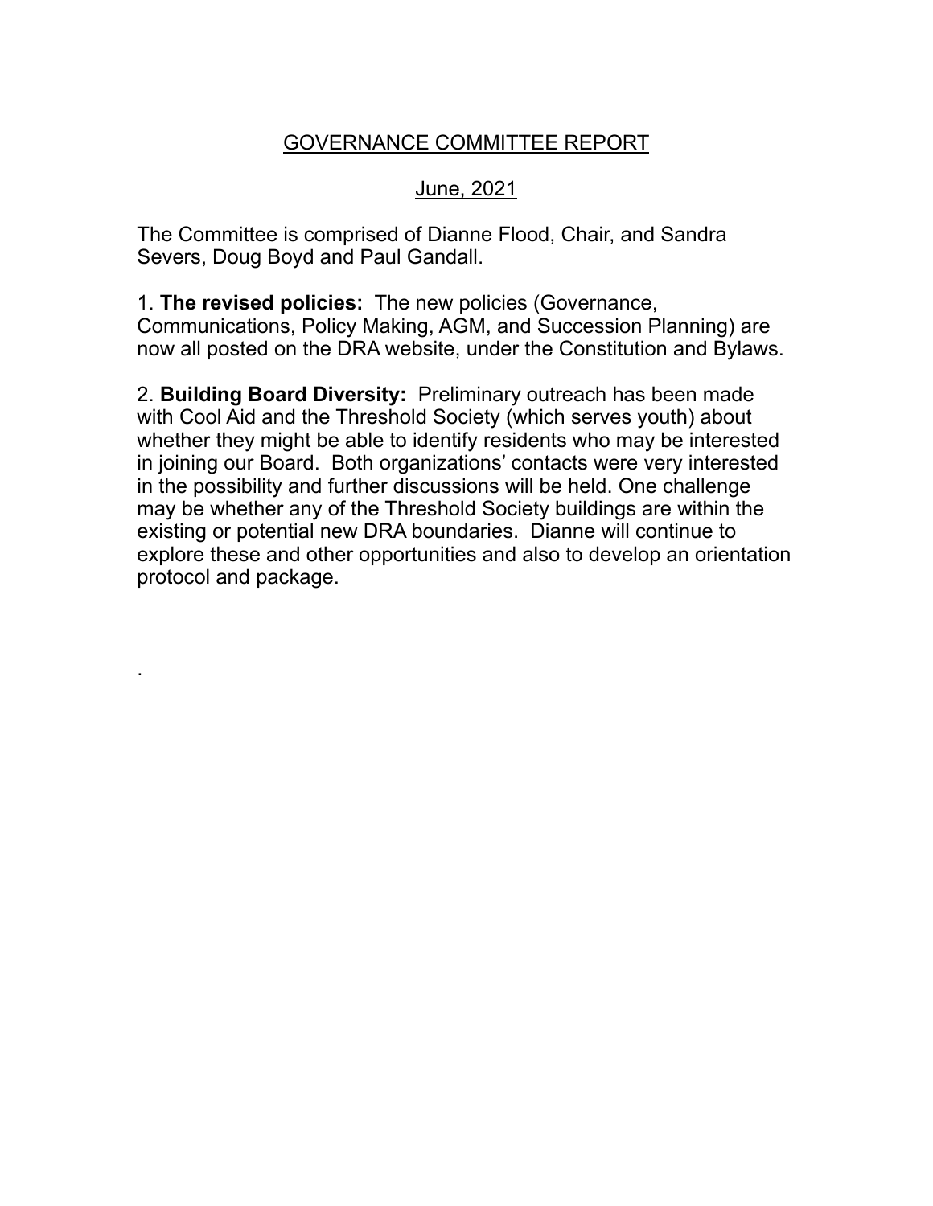# GOVERNANCE COMMITTEE REPORT

## June, 2021

The Committee is comprised of Dianne Flood, Chair, and Sandra Severs, Doug Boyd and Paul Gandall.

1. **The revised policies:** The new policies (Governance, Communications, Policy Making, AGM, and Succession Planning) are now all posted on the DRA website, under the Constitution and Bylaws.

2. **Building Board Diversity:** Preliminary outreach has been made with Cool Aid and the Threshold Society (which serves youth) about whether they might be able to identify residents who may be interested in joining our Board. Both organizations' contacts were very interested in the possibility and further discussions will be held. One challenge may be whether any of the Threshold Society buildings are within the existing or potential new DRA boundaries. Dianne will continue to explore these and other opportunities and also to develop an orientation protocol and package.

.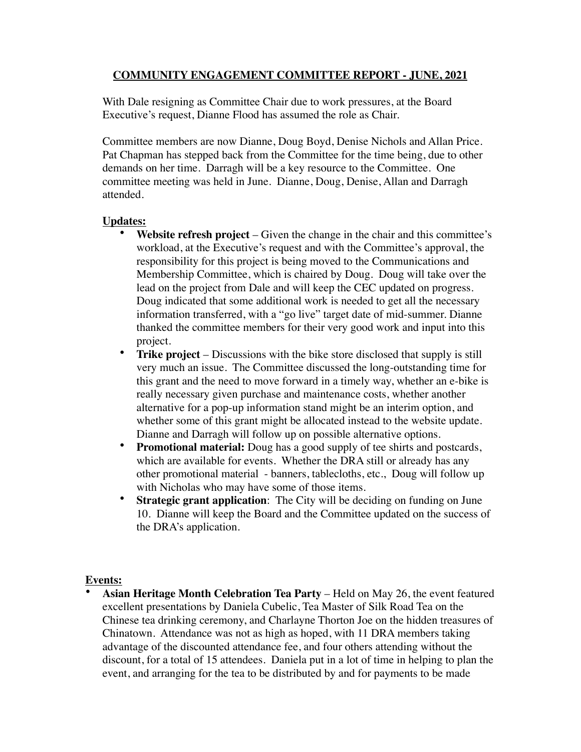# COMMUNITY ENGAGEMENT COMMITTEE REPORT - JUNE, 2021

With Dale resigning as Committee Chair due to work pressures, at the Board Executive's request, Dianne Flood has assumed the role as Chair.

Committee members are now Dianne, Doug Boyd, Denise Nichols and Allan Price. Pat Chapman has stepped back from the Committee for the time being, due to other demands on her time. Darragh will be a key resource to the Committee. One committee meeting was held in June. Dianne, Doug, Denise, Allan and Darragh attended.

**Updates:**

- **Website refresh project** – Given the change in the chair and this committee's workload, at the Executive's request and with the Committee's approval, the responsibility for this project is being moved to the Communications and Membership Committee, which is chaired by Doug. Doug will take over the lead on the project from Dale and will keep the CEC updated on progress. Doug indicated that some additional work is needed to get all the necessary information transferred, with a "go live" target date of mid-summer. Dianne thanked the committee members for their very good work and input into this project.
- **Trike project** – Discussions with the bike store disclosed that supply is still very much an issue. The Committee discussed the long-outstanding time for this grant and the need to move forward in a timely way, whether an e-bike is really necessary given purchase and maintenance costs, whether another alternative for a pop-up information stand might be an interim option, and whether some of this grant might be allocated instead to the website update. Dianne and Darragh will follow up on possible alternative options.
- **Promotional material:** Doug has a good supply of tee shirts and postcards, which are available for events. Whether the DRA still or already has any other promotional material - banners, tablecloths, etc., Doug will follow up with Nicholas who may have some of those items.
- **Strategic grant application**: The City will be deciding on funding on June 10. Dianne will keep the Board and the Committee updated on the success of the DRA's application.

**Events:**

- **Asian Heritage Month Celebration Tea Party** – Held on May 26, the event featured excellent presentations by Daniela Cubelic, Tea Master of Silk Road Tea on the Chinese tea drinking ceremony, and Charlayne Thorton Joe on the hidden treasures of Chinatown. Attendance was not as high as hoped, with 11 DRA members taking advantage of the discounted attendance fee, and four others attending without the discount, for a total of 15 attendees. Daniela put in a lot of time in helping to plan the event, and arranging for the tea to be distributed by and for payments to be made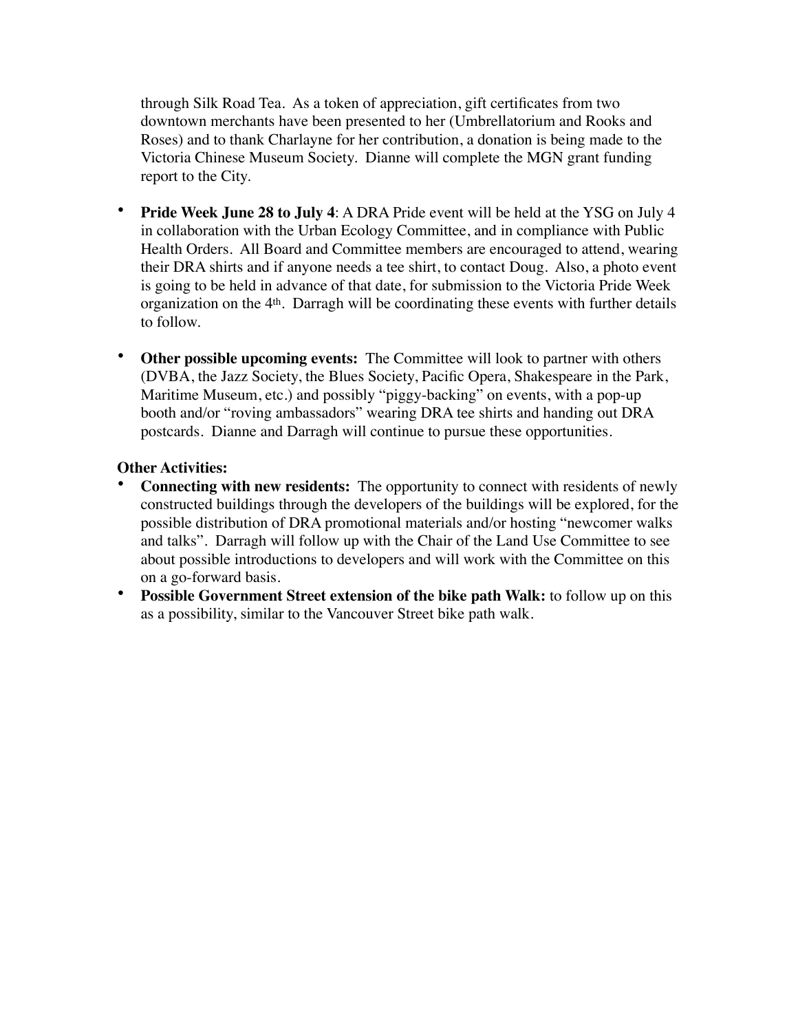through Silk Road Tea.  As a token of appreciation, gift certificates from two downtown merchants have been presented to her (Umbrellatorium and Rooks and Roses) and to thank Charlayne for her contribution, a donation is being made to the Victoria Chinese Museum Society.  Dianne will complete the MGN grant funding report to the City.

- **Pride Week June 28 to July 4**: A DRA Pride event will be held at the YSG on July 4 in collaboration with the Urban Ecology Committee, and in compliance with Public Health Orders.  All Board and Committee members are encouraged to attend, wearing their DRA shirts and if anyone needs a tee shirt, to contact Doug.  Also, a photo event is going to be held in advance of that date, for submission to the Victoria Pride Week organization on the 4th.  Darragh will be coordinating these events with further details to follow.

- **Other possible upcoming events:** The Committee will look to partner with others (DVBA, the Jazz Society, the Blues Society, Pacific Opera, Shakespeare in the Park, Maritime Museum, etc.) and possibly "piggy-backing" on events, with a pop-up booth and/or "roving ambassadors" wearing DRA tee shirts and handing out DRA postcards.  Dianne and Darragh will continue to pursue these opportunities.

**Other Activities:**

- **Connecting with new residents:** The opportunity to connect with residents of newly constructed buildings through the developers of the buildings will be explored, for the possible distribution of DRA promotional materials and/or hosting "newcomer walks and talks".  Darragh will follow up with the Chair of the Land Use Committee to see about possible introductions to developers and will work with the Committee on this on a go-forward basis.
- **Possible Government Street extension of the bike path Walk:** to follow up on this as a possibility, similar to the Vancouver Street bike path walk.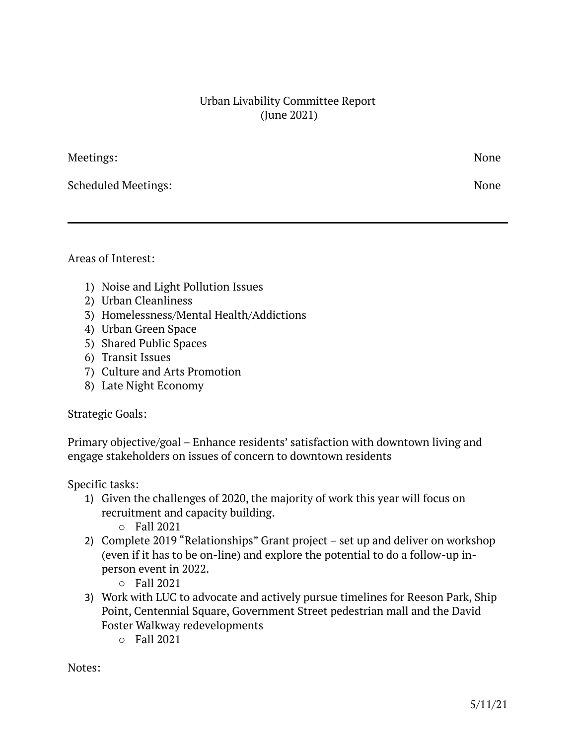# Urban Livability Committee Report
(June 2021)

Meetings: None

Scheduled Meetings: None

---

Areas of Interest:

1) Noise and Light Pollution Issues
2) Urban Cleanliness
3) Homelessness/Mental Health/Addictions
4) Urban Green Space
5) Shared Public Spaces
6) Transit Issues
7) Culture and Arts Promotion
8) Late Night Economy

Strategic Goals:

Primary objective/goal – Enhance residents' satisfaction with downtown living and engage stakeholders on issues of concern to downtown residents

Specific tasks:

1) Given the challenges of 2020, the majority of work this year will focus on recruitment and capacity building.
   - Fall 2021
2) Complete 2019 "Relationships" Grant project – set up and deliver on workshop (even if it has to be on-line) and explore the potential to do a follow-up in-person event in 2022.
   - Fall 2021
3) Work with LUC to advocate and actively pursue timelines for Reeson Park, Ship Point, Centennial Square, Government Street pedestrian mall and the David Foster Walkway redevelopments
   - Fall 2021

Notes:

5/11/21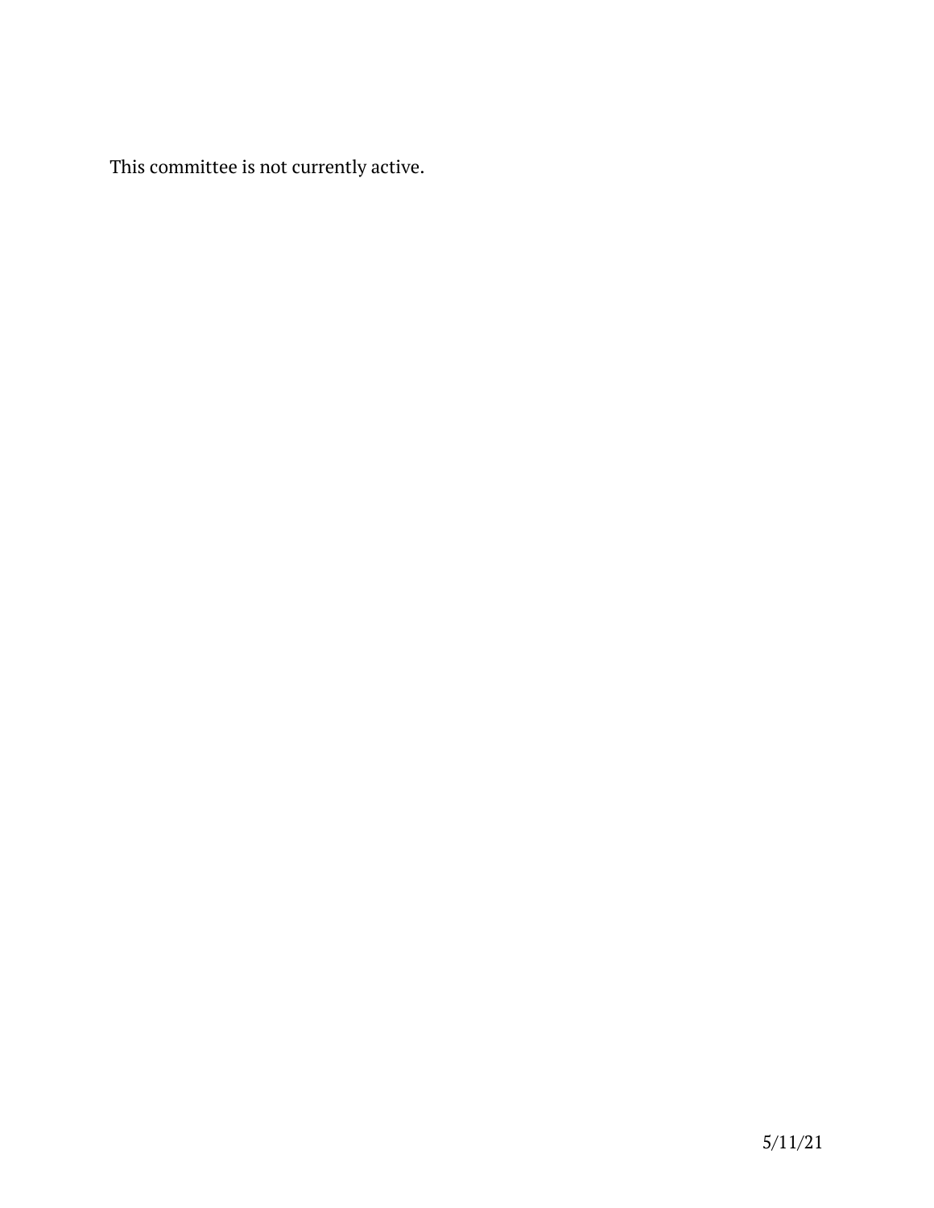This committee is not currently active.